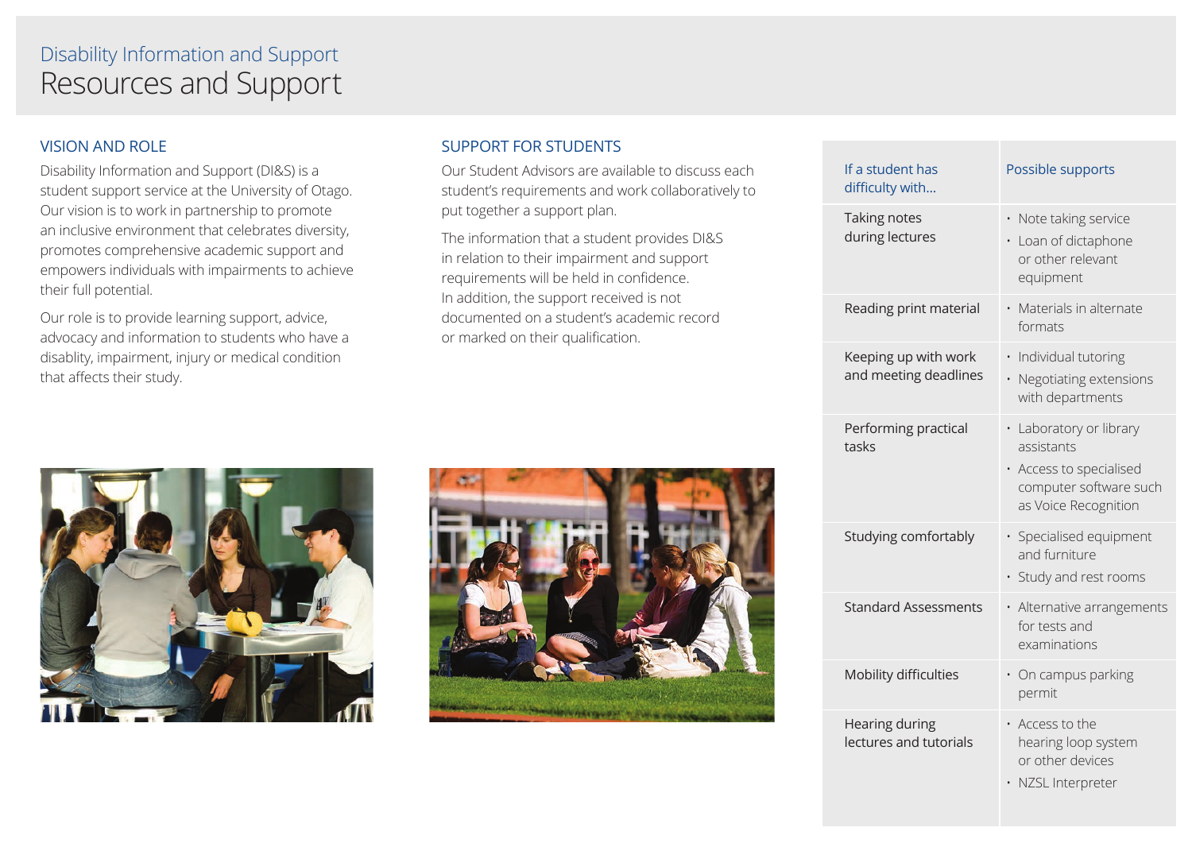# Disability Information and Support
## Resources and Support

### VISION AND ROLE

Disability Information and Support (DI&S) is a student support service at the University of Otago. Our vision is to work in partnership to promote an inclusive environment that celebrates diversity, promotes comprehensive academic support and empowers individuals with impairments to achieve their full potential.

Our role is to provide learning support, advice, advocacy and information to students who have a disablity, impairment, injury or medical condition that affects their study.

### SUPPORT FOR STUDENTS

Our Student Advisors are available to discuss each student's requirements and work collaboratively to put together a support plan.

The information that a student provides DI&S in relation to their impairment and support requirements will be held in confidence. In addition, the support received is not documented on a student's academic record or marked on their qualification.

| If a student has difficulty with... | Possible supports |
|---|---|
| Taking notes during lectures | • Note taking service<br>• Loan of dictaphone or other relevant equipment |
| Reading print material | • Materials in alternate formats |
| Keeping up with work and meeting deadlines | • Individual tutoring<br>• Negotiating extensions with departments |
| Performing practical tasks | • Laboratory or library assistants<br>• Access to specialised computer software such as Voice Recognition |
| Studying comfortably | • Specialised equipment and furniture<br>• Study and rest rooms |
| Standard Assessments | • Alternative arrangements for tests and examinations |
| Mobility difficulties | • On campus parking permit |
| Hearing during lectures and tutorials | • Access to the hearing loop system or other devices<br>• NZSL Interpreter |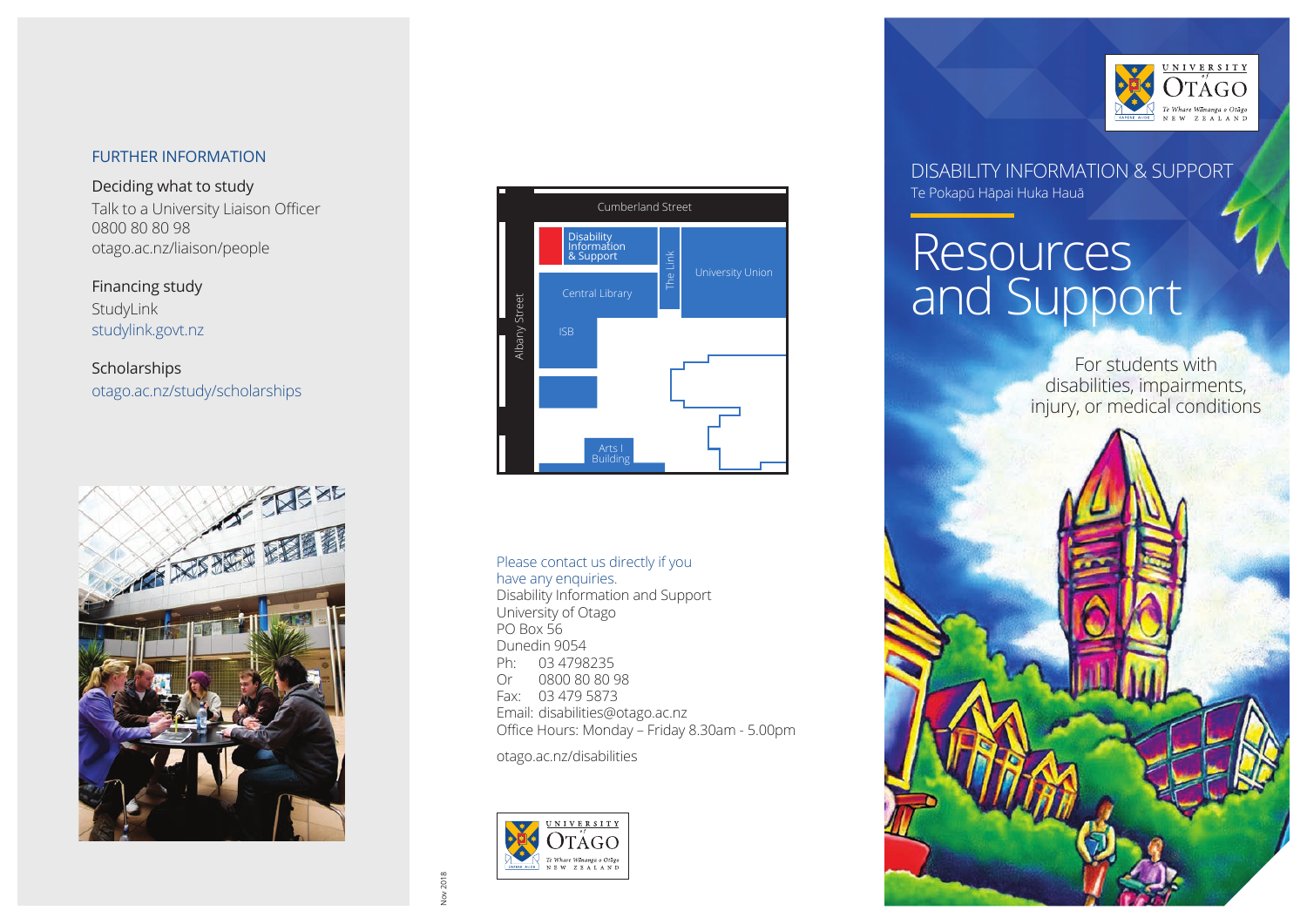## FURTHER INFORMATION

**Deciding what to study**
Talk to a University Liaison Officer
0800 80 80 98
otago.ac.nz/liaison/people

**Financing study**
StudyLink
studylink.govt.nz

**Scholarships**
otago.ac.nz/study/scholarships

Cumberland Street

Albany Street

The Link

Disability Information & Support

Central Library

University Union

ISB

Arts I Building

Please contact us directly if you have any enquiries.

Disability Information and Support
University of Otago
PO Box 56
Dunedin 9054
Ph: 03 4798235
Or 0800 80 80 98
Fax: 03 479 5873
Email: disabilities@otago.ac.nz
Office Hours: Monday – Friday 8.30am - 5.00pm

otago.ac.nz/disabilities

UNIVERSITY of OTAGO
Te Whare Wānanga o Otāgo
NEW ZEALAND

Nov 2018

UNIVERSITY of OTAGO
Te Whare Wānanga o Otāgo
NEW ZEALAND

## DISABILITY INFORMATION & SUPPORT

Te Pokapū Hāpai Huka Hauā

# Resources and Support

For students with disabilities, impairments, injury, or medical conditions